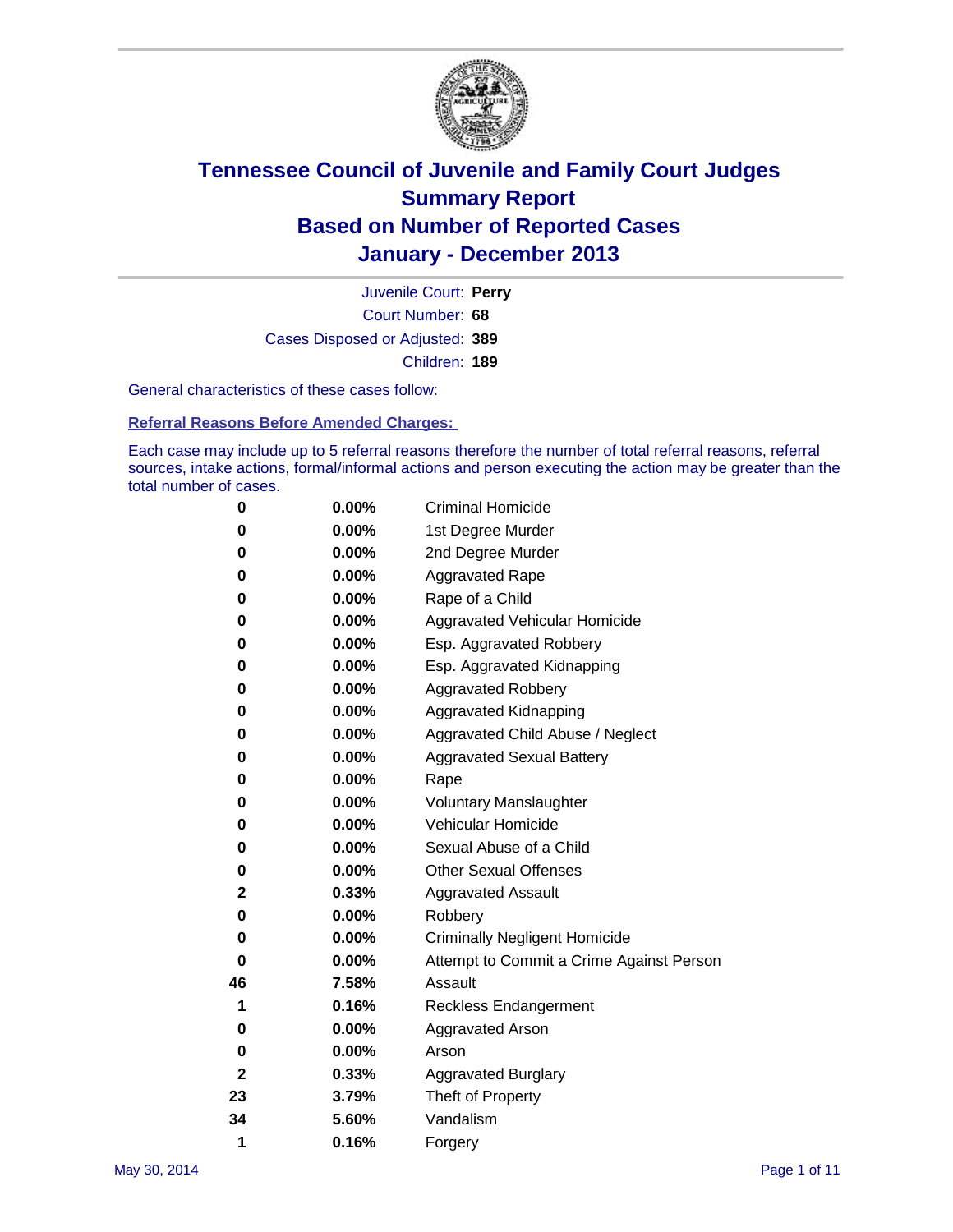# Tennessee Council of Juvenile and Family Court Judges
## Summary Report
## Based on Number of Reported Cases
## January - December 2013

Juvenile Court: **Perry**
Court Number: **68**
Cases Disposed or Adjusted: **389**
Children: **189**

General characteristics of these cases follow:

**Referral Reasons Before Amended Charges:**

Each case may include up to 5 referral reasons therefore the number of total referral reasons, referral sources, intake actions, formal/informal actions and person executing the action may be greater than the total number of cases.

| | | |
|---|---|---|
| 0 | 0.00% | Criminal Homicide |
| 0 | 0.00% | 1st Degree Murder |
| 0 | 0.00% | 2nd Degree Murder |
| 0 | 0.00% | Aggravated Rape |
| 0 | 0.00% | Rape of a Child |
| 0 | 0.00% | Aggravated Vehicular Homicide |
| 0 | 0.00% | Esp. Aggravated Robbery |
| 0 | 0.00% | Esp. Aggravated Kidnapping |
| 0 | 0.00% | Aggravated Robbery |
| 0 | 0.00% | Aggravated Kidnapping |
| 0 | 0.00% | Aggravated Child Abuse / Neglect |
| 0 | 0.00% | Aggravated Sexual Battery |
| 0 | 0.00% | Rape |
| 0 | 0.00% | Voluntary Manslaughter |
| 0 | 0.00% | Vehicular Homicide |
| 0 | 0.00% | Sexual Abuse of a Child |
| 0 | 0.00% | Other Sexual Offenses |
| 2 | 0.33% | Aggravated Assault |
| 0 | 0.00% | Robbery |
| 0 | 0.00% | Criminally Negligent Homicide |
| 0 | 0.00% | Attempt to Commit a Crime Against Person |
| 46 | 7.58% | Assault |
| 1 | 0.16% | Reckless Endangerment |
| 0 | 0.00% | Aggravated Arson |
| 0 | 0.00% | Arson |
| 2 | 0.33% | Aggravated Burglary |
| 23 | 3.79% | Theft of Property |
| 34 | 5.60% | Vandalism |
| 1 | 0.16% | Forgery |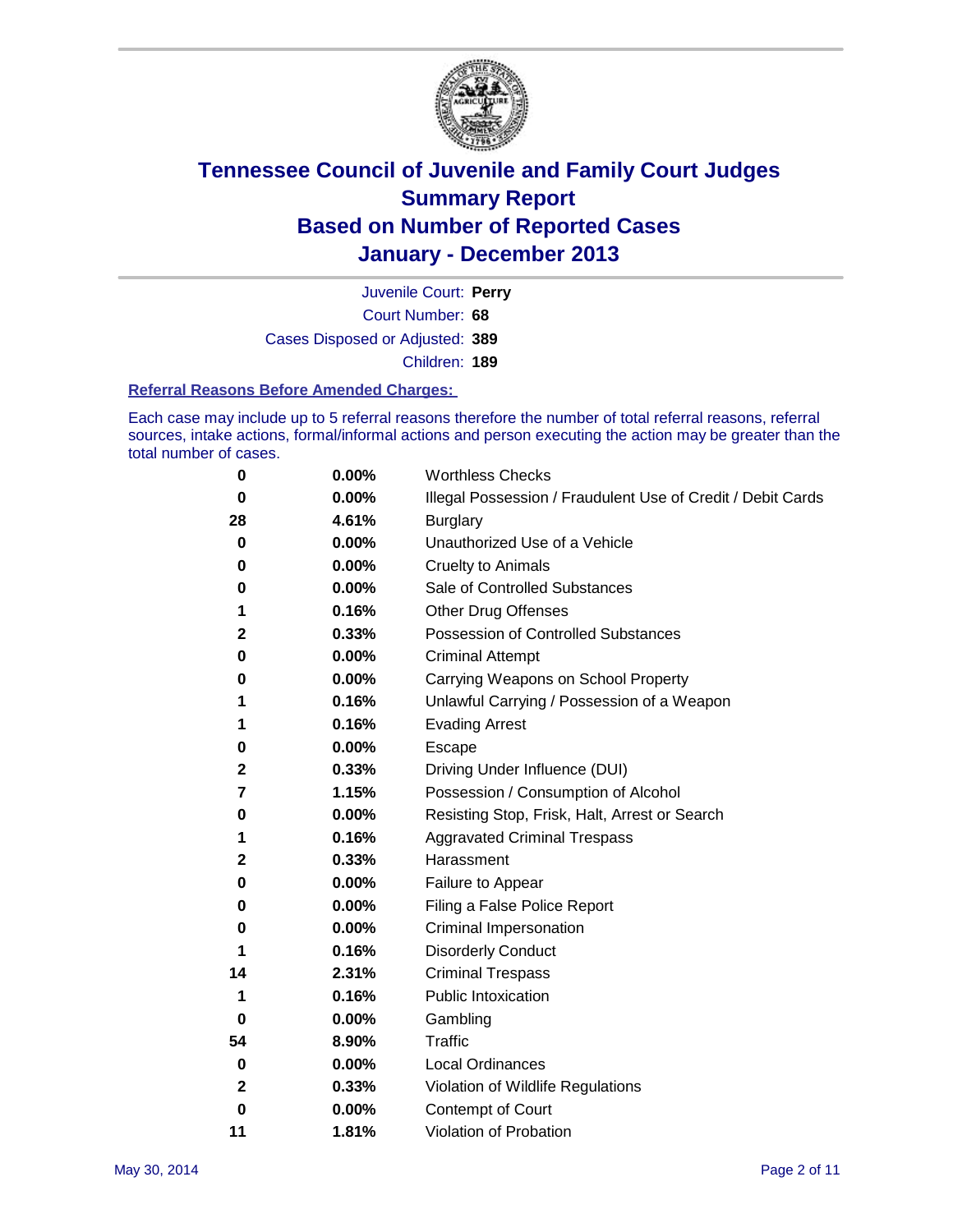# Tennessee Council of Juvenile and Family Court Judges
# Summary Report
# Based on Number of Reported Cases
# January - December 2013

Juvenile Court: **Perry**

Court Number: **68**

Cases Disposed or Adjusted: **389**

Children: **189**

### Referral Reasons Before Amended Charges:

Each case may include up to 5 referral reasons therefore the number of total referral reasons, referral sources, intake actions, formal/informal actions and person executing the action may be greater than the total number of cases.

| | | |
|---|---|---|
| 0 | 0.00% | Worthless Checks |
| 0 | 0.00% | Illegal Possession / Fraudulent Use of Credit / Debit Cards |
| 28 | 4.61% | Burglary |
| 0 | 0.00% | Unauthorized Use of a Vehicle |
| 0 | 0.00% | Cruelty to Animals |
| 0 | 0.00% | Sale of Controlled Substances |
| 1 | 0.16% | Other Drug Offenses |
| 2 | 0.33% | Possession of Controlled Substances |
| 0 | 0.00% | Criminal Attempt |
| 0 | 0.00% | Carrying Weapons on School Property |
| 1 | 0.16% | Unlawful Carrying / Possession of a Weapon |
| 1 | 0.16% | Evading Arrest |
| 0 | 0.00% | Escape |
| 2 | 0.33% | Driving Under Influence (DUI) |
| 7 | 1.15% | Possession / Consumption of Alcohol |
| 0 | 0.00% | Resisting Stop, Frisk, Halt, Arrest or Search |
| 1 | 0.16% | Aggravated Criminal Trespass |
| 2 | 0.33% | Harassment |
| 0 | 0.00% | Failure to Appear |
| 0 | 0.00% | Filing a False Police Report |
| 0 | 0.00% | Criminal Impersonation |
| 1 | 0.16% | Disorderly Conduct |
| 14 | 2.31% | Criminal Trespass |
| 1 | 0.16% | Public Intoxication |
| 0 | 0.00% | Gambling |
| 54 | 8.90% | Traffic |
| 0 | 0.00% | Local Ordinances |
| 2 | 0.33% | Violation of Wildlife Regulations |
| 0 | 0.00% | Contempt of Court |
| 11 | 1.81% | Violation of Probation |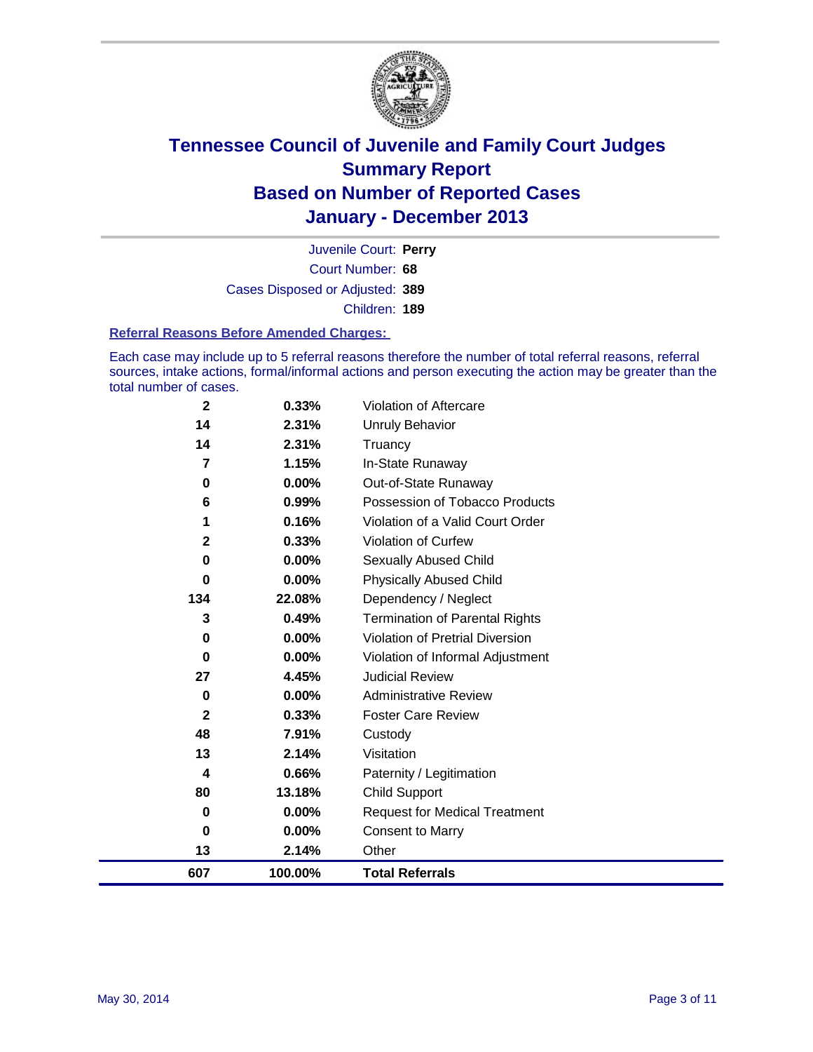# Tennessee Council of Juvenile and Family Court Judges
## Summary Report
## Based on Number of Reported Cases
## January - December 2013

Juvenile Court: **Perry**

Court Number: **68**

Cases Disposed or Adjusted: **389**

Children: **189**

**Referral Reasons Before Amended Charges:**

Each case may include up to 5 referral reasons therefore the number of total referral reasons, referral sources, intake actions, formal/informal actions and person executing the action may be greater than the total number of cases.

| Count | Percent | Referral Reason |
|---|---|---|
| 2 | 0.33% | Violation of Aftercare |
| 14 | 2.31% | Unruly Behavior |
| 14 | 2.31% | Truancy |
| 7 | 1.15% | In-State Runaway |
| 0 | 0.00% | Out-of-State Runaway |
| 6 | 0.99% | Possession of Tobacco Products |
| 1 | 0.16% | Violation of a Valid Court Order |
| 2 | 0.33% | Violation of Curfew |
| 0 | 0.00% | Sexually Abused Child |
| 0 | 0.00% | Physically Abused Child |
| 134 | 22.08% | Dependency / Neglect |
| 3 | 0.49% | Termination of Parental Rights |
| 0 | 0.00% | Violation of Pretrial Diversion |
| 0 | 0.00% | Violation of Informal Adjustment |
| 27 | 4.45% | Judicial Review |
| 0 | 0.00% | Administrative Review |
| 2 | 0.33% | Foster Care Review |
| 48 | 7.91% | Custody |
| 13 | 2.14% | Visitation |
| 4 | 0.66% | Paternity / Legitimation |
| 80 | 13.18% | Child Support |
| 0 | 0.00% | Request for Medical Treatment |
| 0 | 0.00% | Consent to Marry |
| 13 | 2.14% | Other |
| **607** | **100.00%** | **Total Referrals** |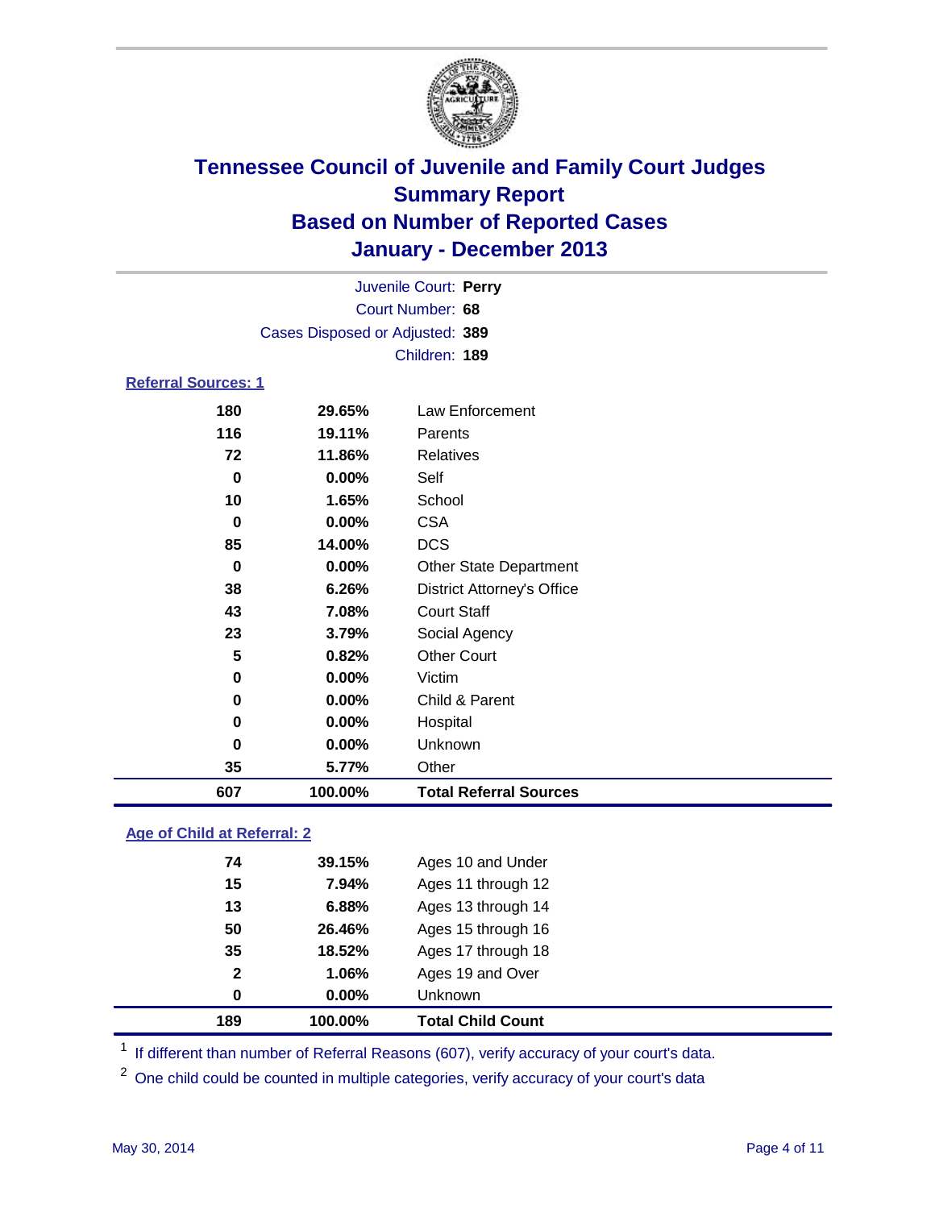# Tennessee Council of Juvenile and Family Court Judges
## Summary Report
## Based on Number of Reported Cases
## January - December 2013

Juvenile Court: **Perry**
Court Number: **68**
Cases Disposed or Adjusted: **389**
Children: **189**

### Referral Sources: 1

| | | |
|---|---|---|
| 180 | 29.65% | Law Enforcement |
| 116 | 19.11% | Parents |
| 72 | 11.86% | Relatives |
| 0 | 0.00% | Self |
| 10 | 1.65% | School |
| 0 | 0.00% | CSA |
| 85 | 14.00% | DCS |
| 0 | 0.00% | Other State Department |
| 38 | 6.26% | District Attorney's Office |
| 43 | 7.08% | Court Staff |
| 23 | 3.79% | Social Agency |
| 5 | 0.82% | Other Court |
| 0 | 0.00% | Victim |
| 0 | 0.00% | Child & Parent |
| 0 | 0.00% | Hospital |
| 0 | 0.00% | Unknown |
| 35 | 5.77% | Other |
| **607** | **100.00%** | **Total Referral Sources** |

### Age of Child at Referral: 2

| | | |
|---|---|---|
| 74 | 39.15% | Ages 10 and Under |
| 15 | 7.94% | Ages 11 through 12 |
| 13 | 6.88% | Ages 13 through 14 |
| 50 | 26.46% | Ages 15 through 16 |
| 35 | 18.52% | Ages 17 through 18 |
| 2 | 1.06% | Ages 19 and Over |
| 0 | 0.00% | Unknown |
| **189** | **100.00%** | **Total Child Count** |

[1] If different than number of Referral Reasons (607), verify accuracy of your court's data.

[2] One child could be counted in multiple categories, verify accuracy of your court's data

May 30, 2014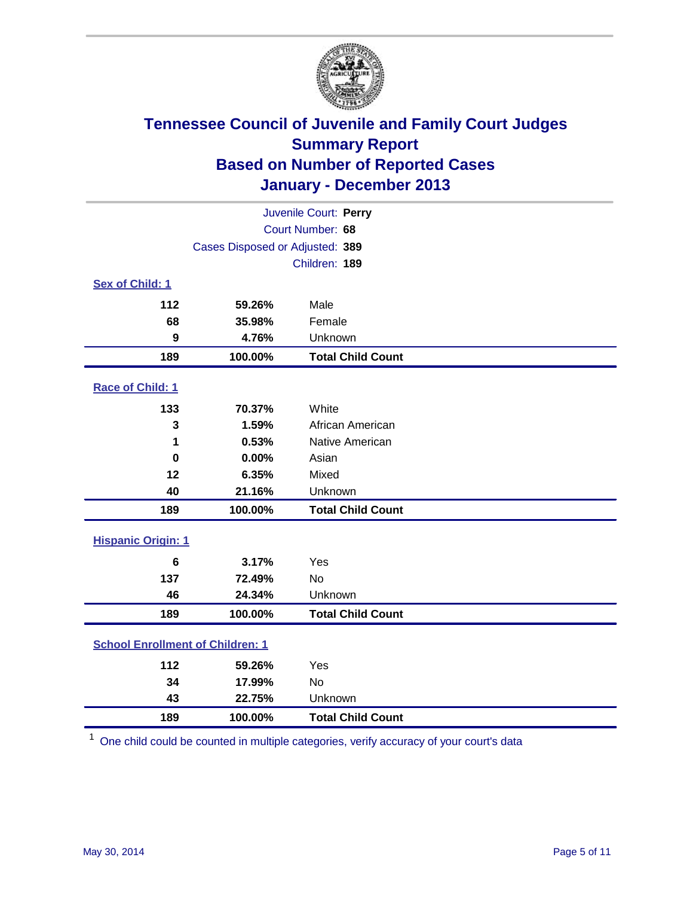# Tennessee Council of Juvenile and Family Court Judges
## Summary Report
## Based on Number of Reported Cases
## January - December 2013

Juvenile Court: **Perry**

Court Number: **68**

Cases Disposed or Adjusted: **389**

Children: **189**

### Sex of Child: 1

| | | |
|---|---|---|
| 112 | 59.26% | Male |
| 68 | 35.98% | Female |
| 9 | 4.76% | Unknown |
| **189** | **100.00%** | **Total Child Count** |

### Race of Child: 1

| | | |
|---|---|---|
| 133 | 70.37% | White |
| 3 | 1.59% | African American |
| 1 | 0.53% | Native American |
| 0 | 0.00% | Asian |
| 12 | 6.35% | Mixed |
| 40 | 21.16% | Unknown |
| **189** | **100.00%** | **Total Child Count** |

### Hispanic Origin: 1

| | | |
|---|---|---|
| 6 | 3.17% | Yes |
| 137 | 72.49% | No |
| 46 | 24.34% | Unknown |
| **189** | **100.00%** | **Total Child Count** |

### School Enrollment of Children: 1

| | | |
|---|---|---|
| 112 | 59.26% | Yes |
| 34 | 17.99% | No |
| 43 | 22.75% | Unknown |
| **189** | **100.00%** | **Total Child Count** |

[1] One child could be counted in multiple categories, verify accuracy of your court's data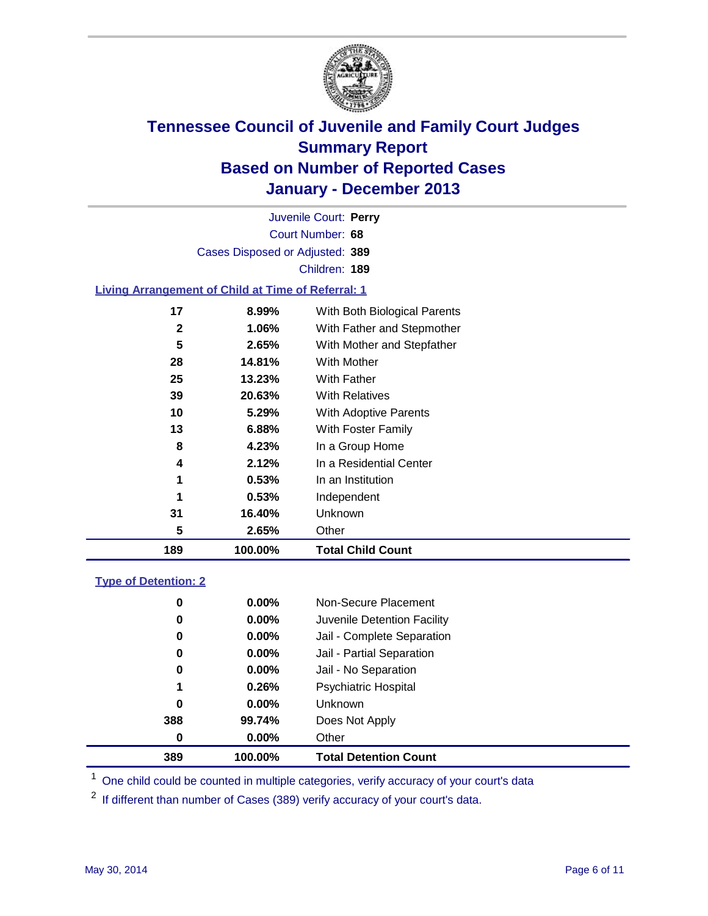# Tennessee Council of Juvenile and Family Court Judges
## Summary Report
## Based on Number of Reported Cases
## January - December 2013

Juvenile Court: **Perry**
Court Number: **68**
Cases Disposed or Adjusted: **389**
Children: **189**

### Living Arrangement of Child at Time of Referral: 1

| | | |
|---|---|---|
| 17 | 8.99% | With Both Biological Parents |
| 2 | 1.06% | With Father and Stepmother |
| 5 | 2.65% | With Mother and Stepfather |
| 28 | 14.81% | With Mother |
| 25 | 13.23% | With Father |
| 39 | 20.63% | With Relatives |
| 10 | 5.29% | With Adoptive Parents |
| 13 | 6.88% | With Foster Family |
| 8 | 4.23% | In a Group Home |
| 4 | 2.12% | In a Residential Center |
| 1 | 0.53% | In an Institution |
| 1 | 0.53% | Independent |
| 31 | 16.40% | Unknown |
| 5 | 2.65% | Other |
| **189** | **100.00%** | **Total Child Count** |

### Type of Detention: 2

| | | |
|---|---|---|
| 0 | 0.00% | Non-Secure Placement |
| 0 | 0.00% | Juvenile Detention Facility |
| 0 | 0.00% | Jail - Complete Separation |
| 0 | 0.00% | Jail - Partial Separation |
| 0 | 0.00% | Jail - No Separation |
| 1 | 0.26% | Psychiatric Hospital |
| 0 | 0.00% | Unknown |
| 388 | 99.74% | Does Not Apply |
| 0 | 0.00% | Other |
| **389** | **100.00%** | **Total Detention Count** |

[1] One child could be counted in multiple categories, verify accuracy of your court's data

[2] If different than number of Cases (389) verify accuracy of your court's data.

May 30, 2014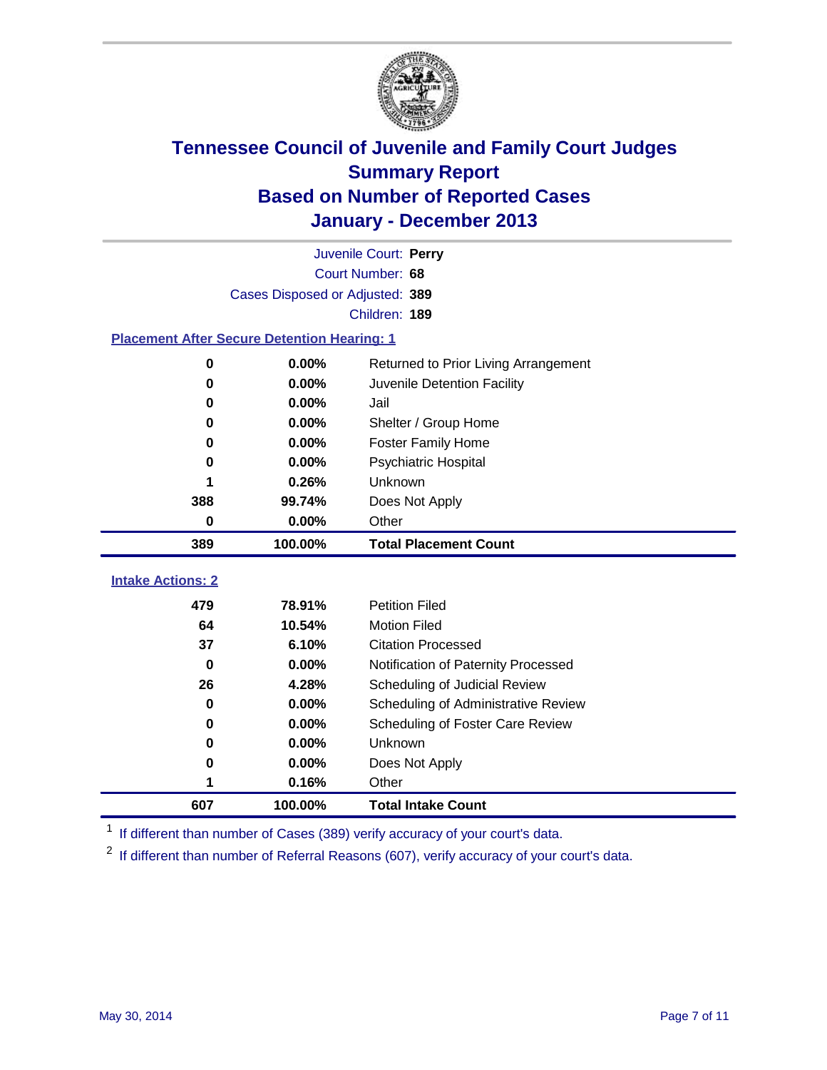# Tennessee Council of Juvenile and Family Court Judges
## Summary Report
## Based on Number of Reported Cases
## January - December 2013

Juvenile Court: **Perry**
Court Number: **68**
Cases Disposed or Adjusted: **389**
Children: **189**

### Placement After Secure Detention Hearing: 1

| Count | Percent | Placement |
|---|---|---|
| 0 | 0.00% | Returned to Prior Living Arrangement |
| 0 | 0.00% | Juvenile Detention Facility |
| 0 | 0.00% | Jail |
| 0 | 0.00% | Shelter / Group Home |
| 0 | 0.00% | Foster Family Home |
| 0 | 0.00% | Psychiatric Hospital |
| 1 | 0.26% | Unknown |
| 388 | 99.74% | Does Not Apply |
| 0 | 0.00% | Other |
| **389** | **100.00%** | **Total Placement Count** |

### Intake Actions: 2

| Count | Percent | Intake Action |
|---|---|---|
| 479 | 78.91% | Petition Filed |
| 64 | 10.54% | Motion Filed |
| 37 | 6.10% | Citation Processed |
| 0 | 0.00% | Notification of Paternity Processed |
| 26 | 4.28% | Scheduling of Judicial Review |
| 0 | 0.00% | Scheduling of Administrative Review |
| 0 | 0.00% | Scheduling of Foster Care Review |
| 0 | 0.00% | Unknown |
| 0 | 0.00% | Does Not Apply |
| 1 | 0.16% | Other |
| **607** | **100.00%** | **Total Intake Count** |

[1] If different than number of Cases (389) verify accuracy of your court's data.

[2] If different than number of Referral Reasons (607), verify accuracy of your court's data.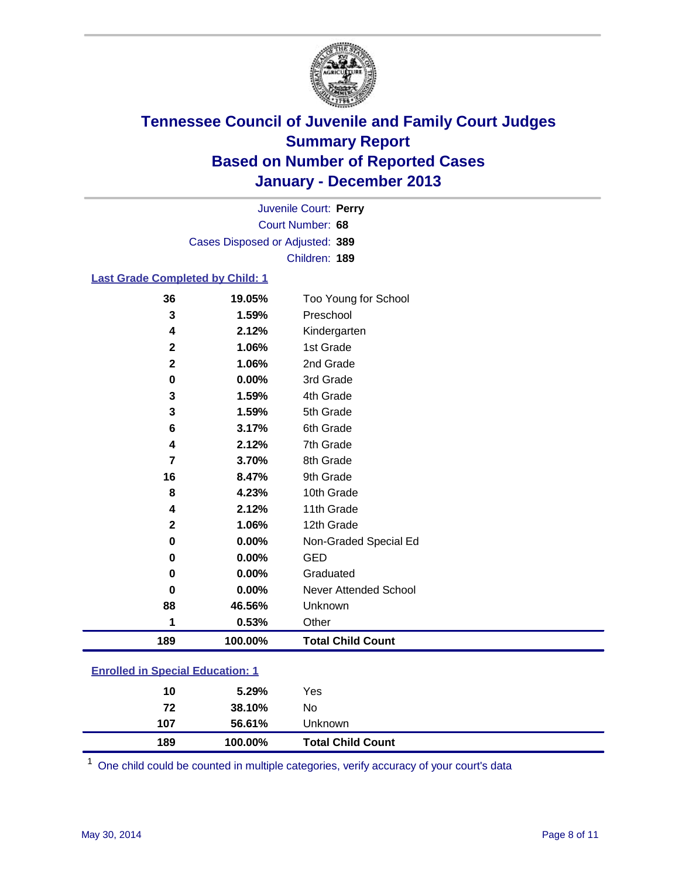# Tennessee Council of Juvenile and Family Court Judges
# Summary Report
# Based on Number of Reported Cases
# January - December 2013

Juvenile Court: **Perry**
Court Number: **68**
Cases Disposed or Adjusted: **389**
Children: **189**

### Last Grade Completed by Child: 1

| Count | Percent | Category |
|---|---|---|
| 36 | 19.05% | Too Young for School |
| 3 | 1.59% | Preschool |
| 4 | 2.12% | Kindergarten |
| 2 | 1.06% | 1st Grade |
| 2 | 1.06% | 2nd Grade |
| 0 | 0.00% | 3rd Grade |
| 3 | 1.59% | 4th Grade |
| 3 | 1.59% | 5th Grade |
| 6 | 3.17% | 6th Grade |
| 4 | 2.12% | 7th Grade |
| 7 | 3.70% | 8th Grade |
| 16 | 8.47% | 9th Grade |
| 8 | 4.23% | 10th Grade |
| 4 | 2.12% | 11th Grade |
| 2 | 1.06% | 12th Grade |
| 0 | 0.00% | Non-Graded Special Ed |
| 0 | 0.00% | GED |
| 0 | 0.00% | Graduated |
| 0 | 0.00% | Never Attended School |
| 88 | 46.56% | Unknown |
| 1 | 0.53% | Other |
| **189** | **100.00%** | **Total Child Count** |

### Enrolled in Special Education: 1

| Count | Percent | Category |
|---|---|---|
| 10 | 5.29% | Yes |
| 72 | 38.10% | No |
| 107 | 56.61% | Unknown |
| **189** | **100.00%** | **Total Child Count** |

[1] One child could be counted in multiple categories, verify accuracy of your court's data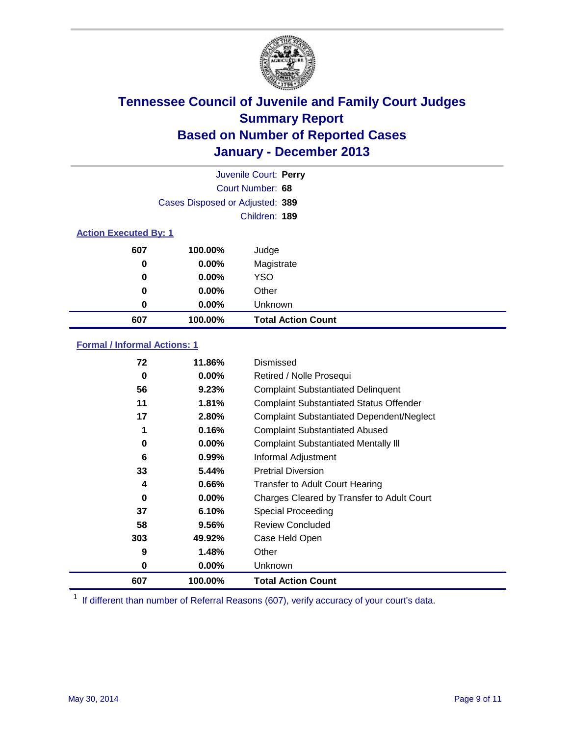# Tennessee Council of Juvenile and Family Court Judges
## Summary Report
## Based on Number of Reported Cases
## January - December 2013

Juvenile Court: **Perry**
Court Number: **68**
Cases Disposed or Adjusted: **389**
Children: **189**

### Action Executed By: 1

| | | |
|---|---|---|
| 607 | 100.00% | Judge |
| 0 | 0.00% | Magistrate |
| 0 | 0.00% | YSO |
| 0 | 0.00% | Other |
| 0 | 0.00% | Unknown |
| **607** | **100.00%** | **Total Action Count** |

### Formal / Informal Actions: 1

| | | |
|---|---|---|
| 72 | 11.86% | Dismissed |
| 0 | 0.00% | Retired / Nolle Prosequi |
| 56 | 9.23% | Complaint Substantiated Delinquent |
| 11 | 1.81% | Complaint Substantiated Status Offender |
| 17 | 2.80% | Complaint Substantiated Dependent/Neglect |
| 1 | 0.16% | Complaint Substantiated Abused |
| 0 | 0.00% | Complaint Substantiated Mentally Ill |
| 6 | 0.99% | Informal Adjustment |
| 33 | 5.44% | Pretrial Diversion |
| 4 | 0.66% | Transfer to Adult Court Hearing |
| 0 | 0.00% | Charges Cleared by Transfer to Adult Court |
| 37 | 6.10% | Special Proceeding |
| 58 | 9.56% | Review Concluded |
| 303 | 49.92% | Case Held Open |
| 9 | 1.48% | Other |
| 0 | 0.00% | Unknown |
| **607** | **100.00%** | **Total Action Count** |

[1] If different than number of Referral Reasons (607), verify accuracy of your court's data.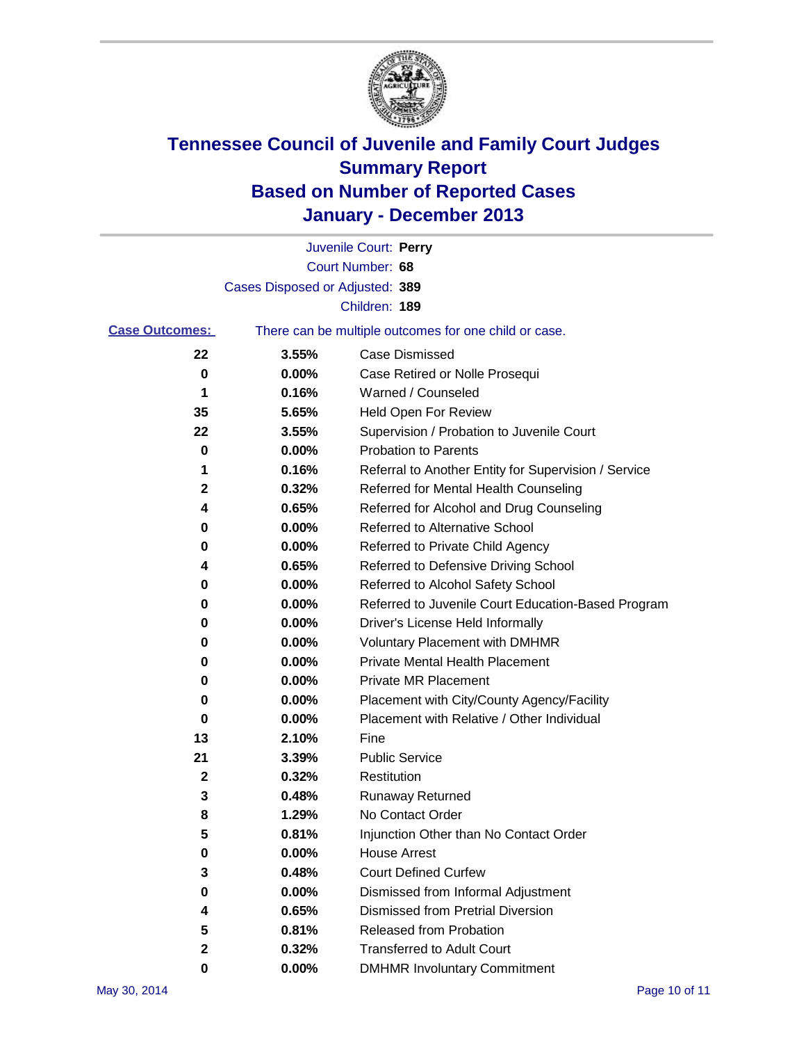# Tennessee Council of Juvenile and Family Court Judges
## Summary Report
## Based on Number of Reported Cases
## January - December 2013

Juvenile Court: **Perry**

Court Number: **68**

Cases Disposed or Adjusted: **389**

Children: **189**

**Case Outcomes:** There can be multiple outcomes for one child or case.

| Count | Percent | Outcome |
|---|---|---|
| 22 | 3.55% | Case Dismissed |
| 0 | 0.00% | Case Retired or Nolle Prosequi |
| 1 | 0.16% | Warned / Counseled |
| 35 | 5.65% | Held Open For Review |
| 22 | 3.55% | Supervision / Probation to Juvenile Court |
| 0 | 0.00% | Probation to Parents |
| 1 | 0.16% | Referral to Another Entity for Supervision / Service |
| 2 | 0.32% | Referred for Mental Health Counseling |
| 4 | 0.65% | Referred for Alcohol and Drug Counseling |
| 0 | 0.00% | Referred to Alternative School |
| 0 | 0.00% | Referred to Private Child Agency |
| 4 | 0.65% | Referred to Defensive Driving School |
| 0 | 0.00% | Referred to Alcohol Safety School |
| 0 | 0.00% | Referred to Juvenile Court Education-Based Program |
| 0 | 0.00% | Driver's License Held Informally |
| 0 | 0.00% | Voluntary Placement with DMHMR |
| 0 | 0.00% | Private Mental Health Placement |
| 0 | 0.00% | Private MR Placement |
| 0 | 0.00% | Placement with City/County Agency/Facility |
| 0 | 0.00% | Placement with Relative / Other Individual |
| 13 | 2.10% | Fine |
| 21 | 3.39% | Public Service |
| 2 | 0.32% | Restitution |
| 3 | 0.48% | Runaway Returned |
| 8 | 1.29% | No Contact Order |
| 5 | 0.81% | Injunction Other than No Contact Order |
| 0 | 0.00% | House Arrest |
| 3 | 0.48% | Court Defined Curfew |
| 0 | 0.00% | Dismissed from Informal Adjustment |
| 4 | 0.65% | Dismissed from Pretrial Diversion |
| 5 | 0.81% | Released from Probation |
| 2 | 0.32% | Transferred to Adult Court |
| 0 | 0.00% | DMHMR Involuntary Commitment |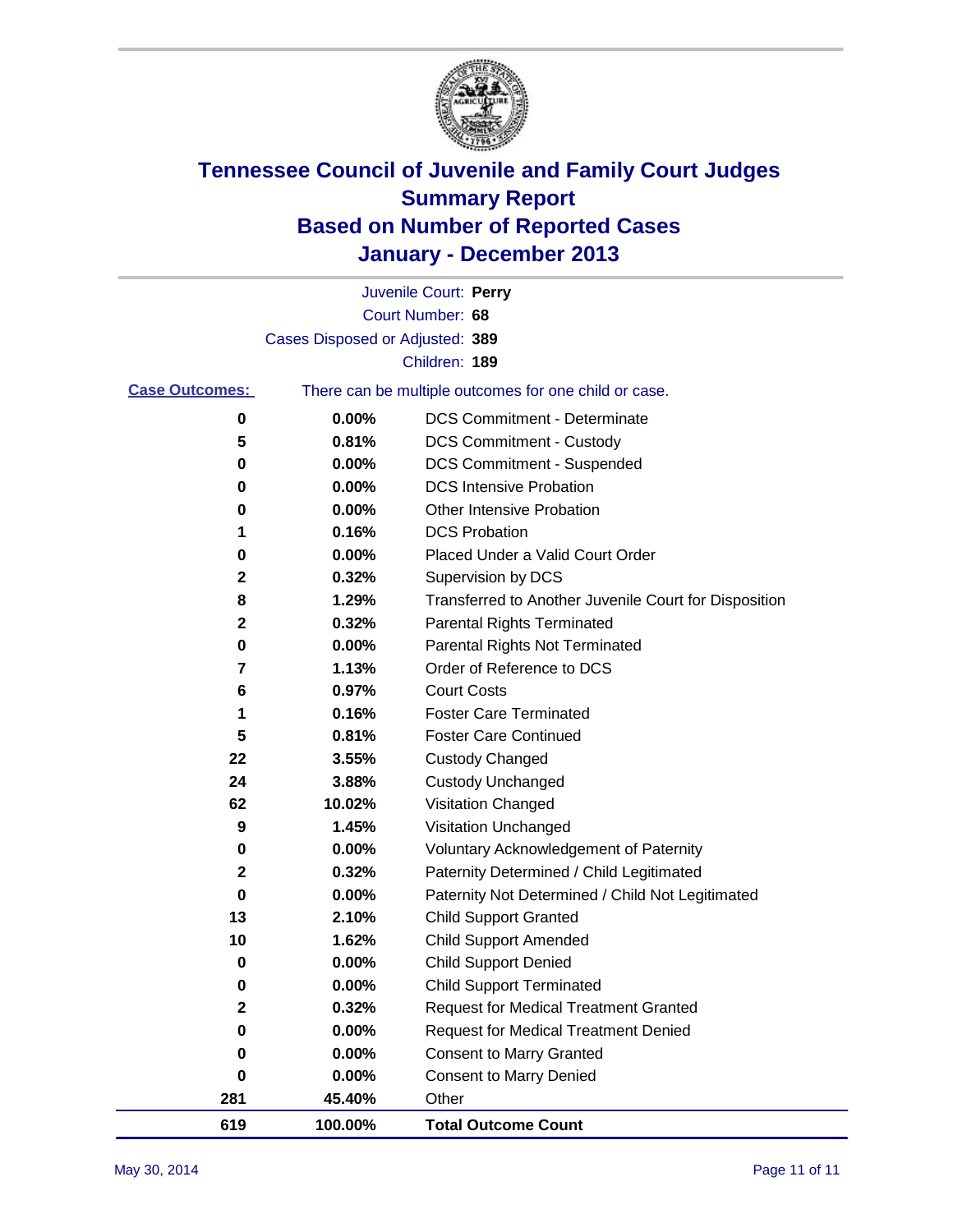# Tennessee Council of Juvenile and Family Court Judges
## Summary Report
## Based on Number of Reported Cases
## January - December 2013

Juvenile Court: **Perry**
Court Number: **68**
Cases Disposed or Adjusted: **389**
Children: **189**

**Case Outcomes:** There can be multiple outcomes for one child or case.

| | | |
|---|---|---|
| 0 | 0.00% | DCS Commitment - Determinate |
| 5 | 0.81% | DCS Commitment - Custody |
| 0 | 0.00% | DCS Commitment - Suspended |
| 0 | 0.00% | DCS Intensive Probation |
| 0 | 0.00% | Other Intensive Probation |
| 1 | 0.16% | DCS Probation |
| 0 | 0.00% | Placed Under a Valid Court Order |
| 2 | 0.32% | Supervision by DCS |
| 8 | 1.29% | Transferred to Another Juvenile Court for Disposition |
| 2 | 0.32% | Parental Rights Terminated |
| 0 | 0.00% | Parental Rights Not Terminated |
| 7 | 1.13% | Order of Reference to DCS |
| 6 | 0.97% | Court Costs |
| 1 | 0.16% | Foster Care Terminated |
| 5 | 0.81% | Foster Care Continued |
| 22 | 3.55% | Custody Changed |
| 24 | 3.88% | Custody Unchanged |
| 62 | 10.02% | Visitation Changed |
| 9 | 1.45% | Visitation Unchanged |
| 0 | 0.00% | Voluntary Acknowledgement of Paternity |
| 2 | 0.32% | Paternity Determined / Child Legitimated |
| 0 | 0.00% | Paternity Not Determined / Child Not Legitimated |
| 13 | 2.10% | Child Support Granted |
| 10 | 1.62% | Child Support Amended |
| 0 | 0.00% | Child Support Denied |
| 0 | 0.00% | Child Support Terminated |
| 2 | 0.32% | Request for Medical Treatment Granted |
| 0 | 0.00% | Request for Medical Treatment Denied |
| 0 | 0.00% | Consent to Marry Granted |
| 0 | 0.00% | Consent to Marry Denied |
| 281 | 45.40% | Other |
| **619** | **100.00%** | **Total Outcome Count** |

May 30, 2014